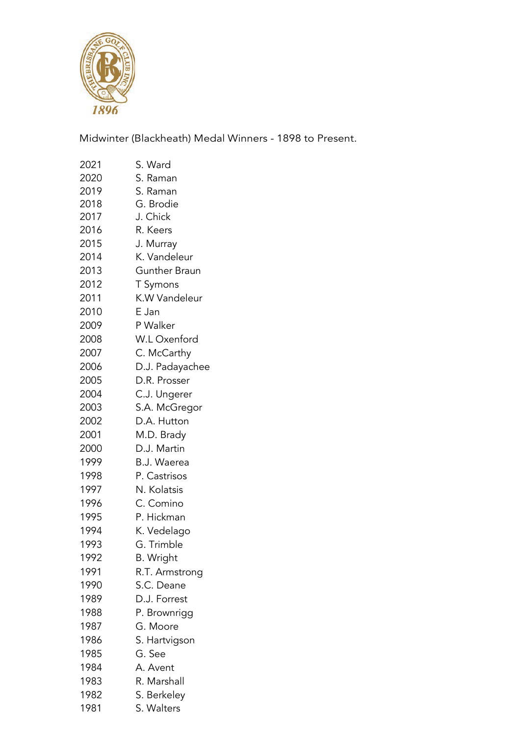Midwinter (Blackheath) Medal Winners - 1898 to Present.

| | |
|---|---|
| 2021 | S. Ward |
| 2020 | S. Raman |
| 2019 | S. Raman |
| 2018 | G. Brodie |
| 2017 | J. Chick |
| 2016 | R. Keers |
| 2015 | J. Murray |
| 2014 | K. Vandeleur |
| 2013 | Gunther Braun |
| 2012 | T Symons |
| 2011 | K.W Vandeleur |
| 2010 | E Jan |
| 2009 | P Walker |
| 2008 | W.L Oxenford |
| 2007 | C. McCarthy |
| 2006 | D.J. Padayachee |
| 2005 | D.R. Prosser |
| 2004 | C.J. Ungerer |
| 2003 | S.A. McGregor |
| 2002 | D.A. Hutton |
| 2001 | M.D. Brady |
| 2000 | D.J. Martin |
| 1999 | B.J. Waerea |
| 1998 | P. Castrisos |
| 1997 | N. Kolatsis |
| 1996 | C. Comino |
| 1995 | P. Hickman |
| 1994 | K. Vedelago |
| 1993 | G. Trimble |
| 1992 | B. Wright |
| 1991 | R.T. Armstrong |
| 1990 | S.C. Deane |
| 1989 | D.J. Forrest |
| 1988 | P. Brownrigg |
| 1987 | G. Moore |
| 1986 | S. Hartvigson |
| 1985 | G. See |
| 1984 | A. Avent |
| 1983 | R. Marshall |
| 1982 | S. Berkeley |
| 1981 | S. Walters |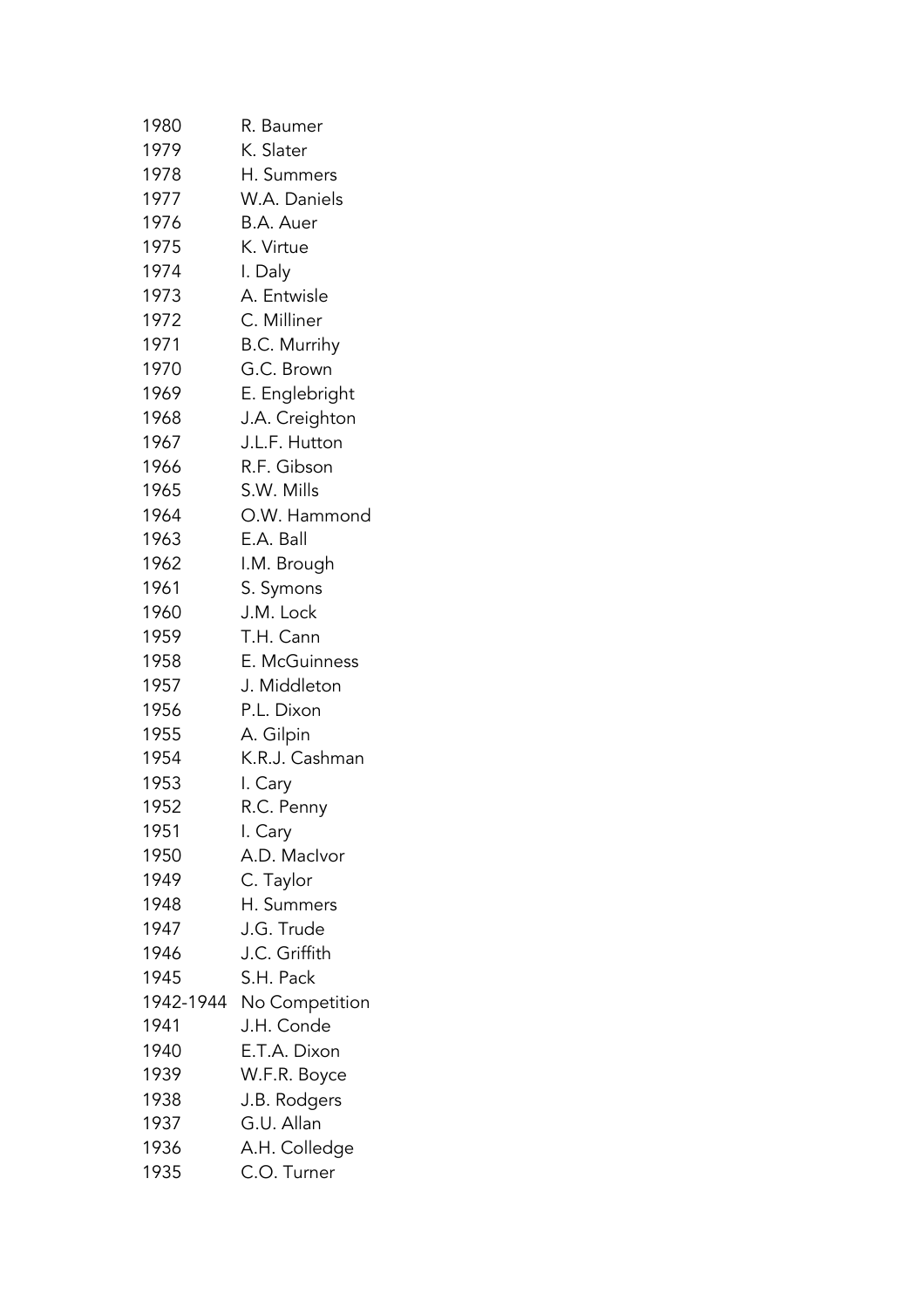| | |
|---|---|
| 1980 | R. Baumer |
| 1979 | K. Slater |
| 1978 | H. Summers |
| 1977 | W.A. Daniels |
| 1976 | B.A. Auer |
| 1975 | K. Virtue |
| 1974 | I. Daly |
| 1973 | A. Entwisle |
| 1972 | C. Milliner |
| 1971 | B.C. Murrihy |
| 1970 | G.C. Brown |
| 1969 | E. Englebright |
| 1968 | J.A. Creighton |
| 1967 | J.L.F. Hutton |
| 1966 | R.F. Gibson |
| 1965 | S.W. Mills |
| 1964 | O.W. Hammond |
| 1963 | E.A. Ball |
| 1962 | I.M. Brough |
| 1961 | S. Symons |
| 1960 | J.M. Lock |
| 1959 | T.H. Cann |
| 1958 | E. McGuinness |
| 1957 | J. Middleton |
| 1956 | P.L. Dixon |
| 1955 | A. Gilpin |
| 1954 | K.R.J. Cashman |
| 1953 | I. Cary |
| 1952 | R.C. Penny |
| 1951 | I. Cary |
| 1950 | A.D. MacIvor |
| 1949 | C. Taylor |
| 1948 | H. Summers |
| 1947 | J.G. Trude |
| 1946 | J.C. Griffith |
| 1945 | S.H. Pack |
| 1942-1944 | No Competition |
| 1941 | J.H. Conde |
| 1940 | E.T.A. Dixon |
| 1939 | W.F.R. Boyce |
| 1938 | J.B. Rodgers |
| 1937 | G.U. Allan |
| 1936 | A.H. Colledge |
| 1935 | C.O. Turner |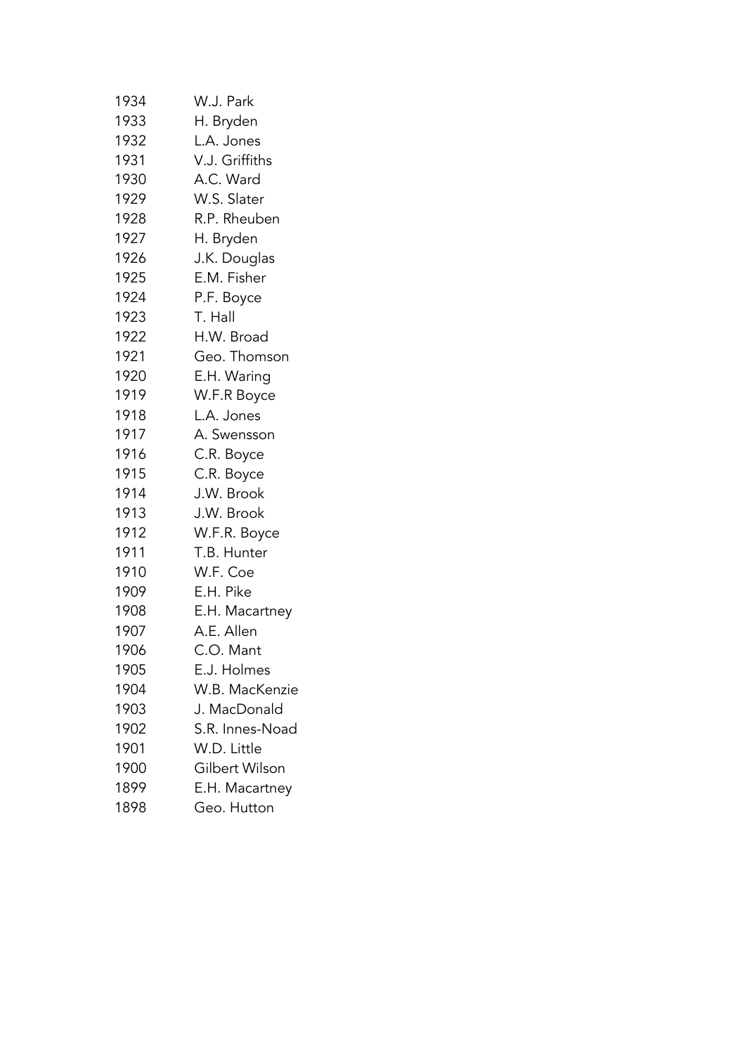| | |
|---|---|
| 1934 | W.J. Park |
| 1933 | H. Bryden |
| 1932 | L.A. Jones |
| 1931 | V.J. Griffiths |
| 1930 | A.C. Ward |
| 1929 | W.S. Slater |
| 1928 | R.P. Rheuben |
| 1927 | H. Bryden |
| 1926 | J.K. Douglas |
| 1925 | E.M. Fisher |
| 1924 | P.F. Boyce |
| 1923 | T. Hall |
| 1922 | H.W. Broad |
| 1921 | Geo. Thomson |
| 1920 | E.H. Waring |
| 1919 | W.F.R Boyce |
| 1918 | L.A. Jones |
| 1917 | A. Swensson |
| 1916 | C.R. Boyce |
| 1915 | C.R. Boyce |
| 1914 | J.W. Brook |
| 1913 | J.W. Brook |
| 1912 | W.F.R. Boyce |
| 1911 | T.B. Hunter |
| 1910 | W.F. Coe |
| 1909 | E.H. Pike |
| 1908 | E.H. Macartney |
| 1907 | A.E. Allen |
| 1906 | C.O. Mant |
| 1905 | E.J. Holmes |
| 1904 | W.B. MacKenzie |
| 1903 | J. MacDonald |
| 1902 | S.R. Innes-Noad |
| 1901 | W.D. Little |
| 1900 | Gilbert Wilson |
| 1899 | E.H. Macartney |
| 1898 | Geo. Hutton |